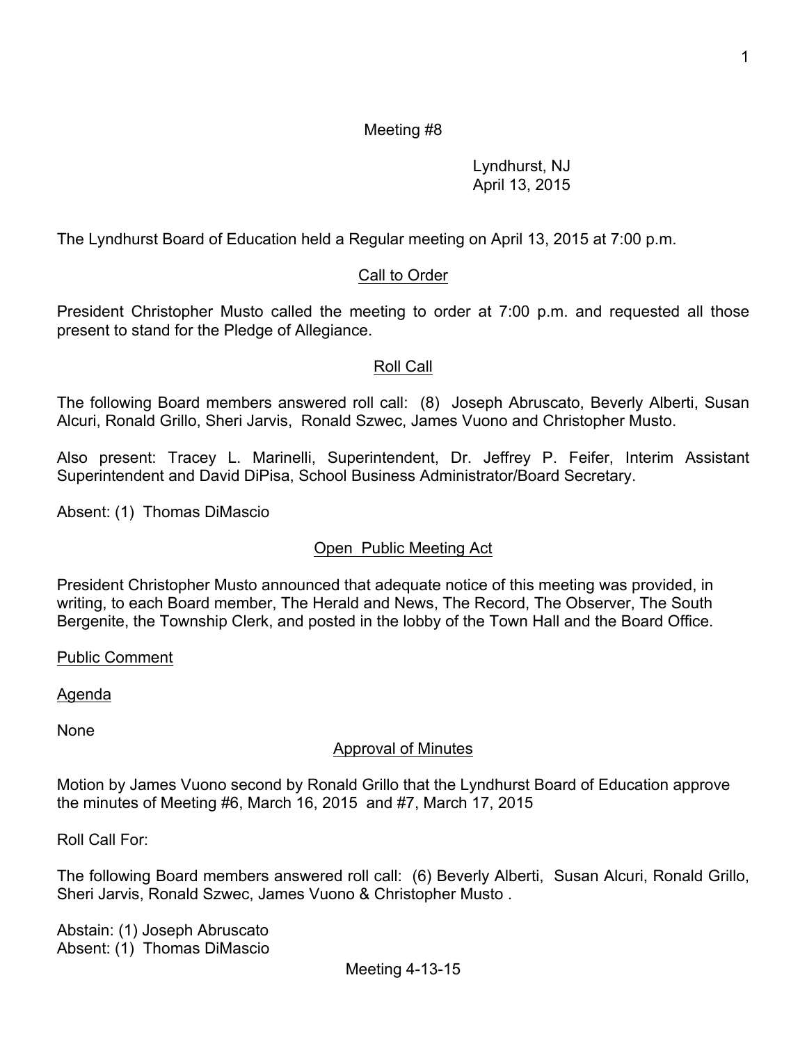Meeting #8

Lyndhurst, NJ
April 13, 2015

The Lyndhurst Board of Education held a Regular meeting on April 13, 2015 at 7:00 p.m.

## Call to Order

President Christopher Musto called the meeting to order at 7:00 p.m. and requested all those present to stand for the Pledge of Allegiance.

## Roll Call

The following Board members answered roll call: (8) Joseph Abruscato, Beverly Alberti, Susan Alcuri, Ronald Grillo, Sheri Jarvis, Ronald Szwec, James Vuono and Christopher Musto.

Also present: Tracey L. Marinelli, Superintendent, Dr. Jeffrey P. Feifer, Interim Assistant Superintendent and David DiPisa, School Business Administrator/Board Secretary.

Absent: (1) Thomas DiMascio

## Open Public Meeting Act

President Christopher Musto announced that adequate notice of this meeting was provided, in writing, to each Board member, The Herald and News, The Record, The Observer, The South Bergenite, the Township Clerk, and posted in the lobby of the Town Hall and the Board Office.

## Public Comment

## Agenda

None

## Approval of Minutes

Motion by James Vuono second by Ronald Grillo that the Lyndhurst Board of Education approve the minutes of Meeting #6, March 16, 2015 and #7, March 17, 2015

Roll Call For:

The following Board members answered roll call: (6) Beverly Alberti, Susan Alcuri, Ronald Grillo, Sheri Jarvis, Ronald Szwec, James Vuono & Christopher Musto .

Abstain: (1) Joseph Abruscato
Absent: (1) Thomas DiMascio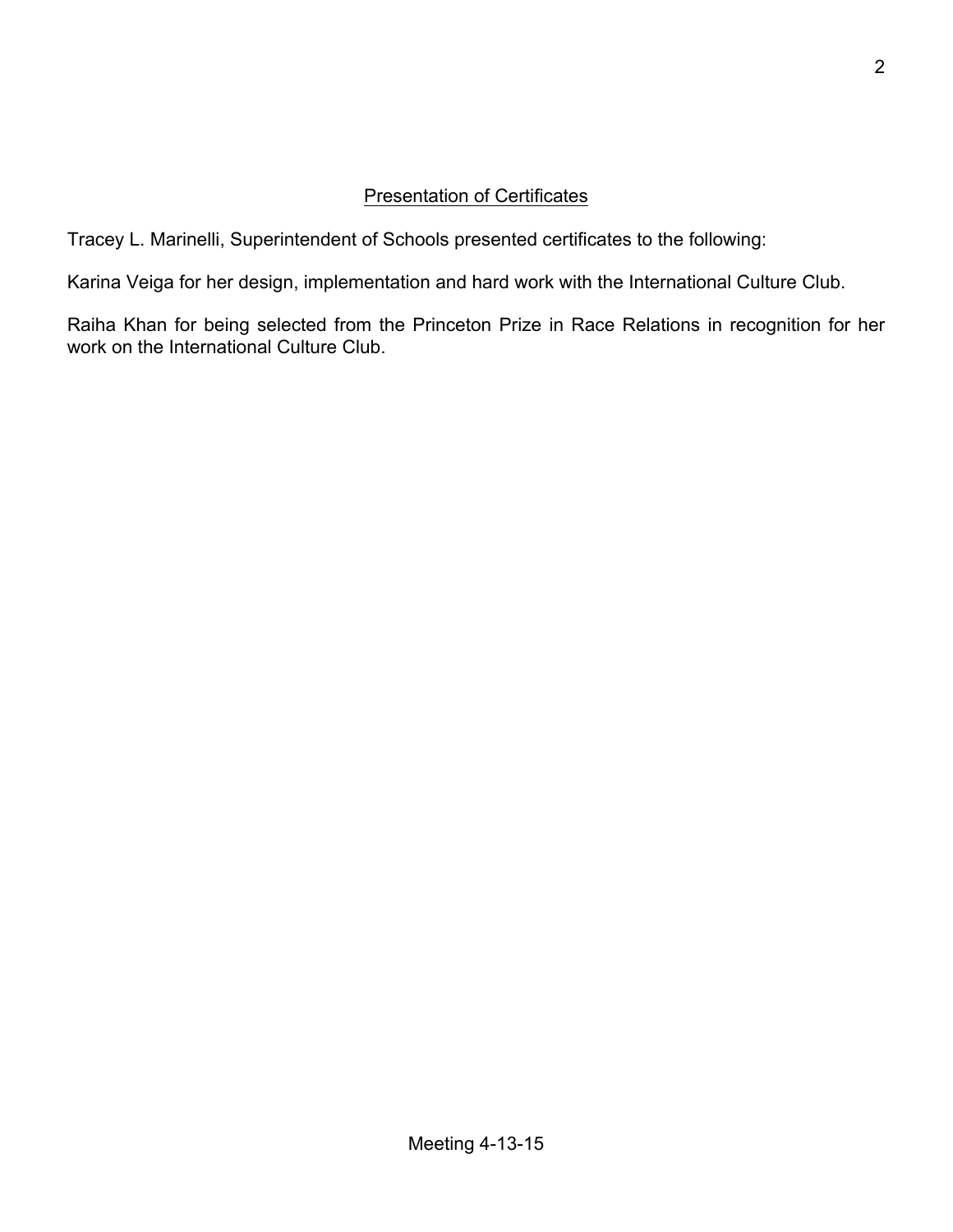## Presentation of Certificates

Tracey L. Marinelli, Superintendent of Schools presented certificates to the following:

Karina Veiga for her design, implementation and hard work with the International Culture Club.

Raiha Khan for being selected from the Princeton Prize in Race Relations in recognition for her work on the International Culture Club.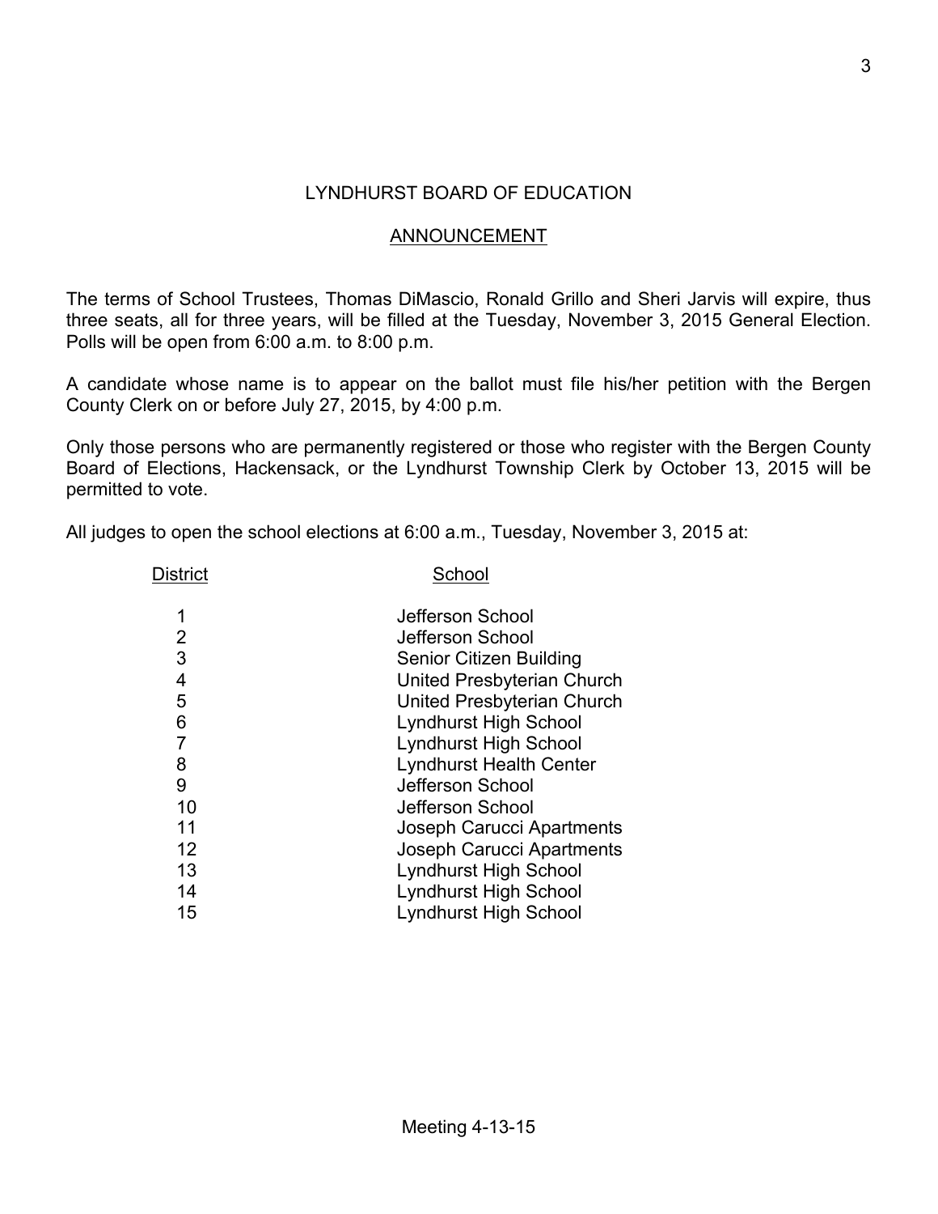# LYNDHURST BOARD OF EDUCATION

## ANNOUNCEMENT

The terms of School Trustees, Thomas DiMascio, Ronald Grillo and Sheri Jarvis will expire, thus three seats, all for three years, will be filled at the Tuesday, November 3, 2015 General Election. Polls will be open from 6:00 a.m. to 8:00 p.m.

A candidate whose name is to appear on the ballot must file his/her petition with the Bergen County Clerk on or before July 27, 2015, by 4:00 p.m.

Only those persons who are permanently registered or those who register with the Bergen County Board of Elections, Hackensack, or the Lyndhurst Township Clerk by October 13, 2015 will be permitted to vote.

All judges to open the school elections at 6:00 a.m., Tuesday, November 3, 2015 at:

| District | School |
|---|---|
| 1 | Jefferson School |
| 2 | Jefferson School |
| 3 | Senior Citizen Building |
| 4 | United Presbyterian Church |
| 5 | United Presbyterian Church |
| 6 | Lyndhurst High School |
| 7 | Lyndhurst High School |
| 8 | Lyndhurst Health Center |
| 9 | Jefferson School |
| 10 | Jefferson School |
| 11 | Joseph Carucci Apartments |
| 12 | Joseph Carucci Apartments |
| 13 | Lyndhurst High School |
| 14 | Lyndhurst High School |
| 15 | Lyndhurst High School |

Meeting 4-13-15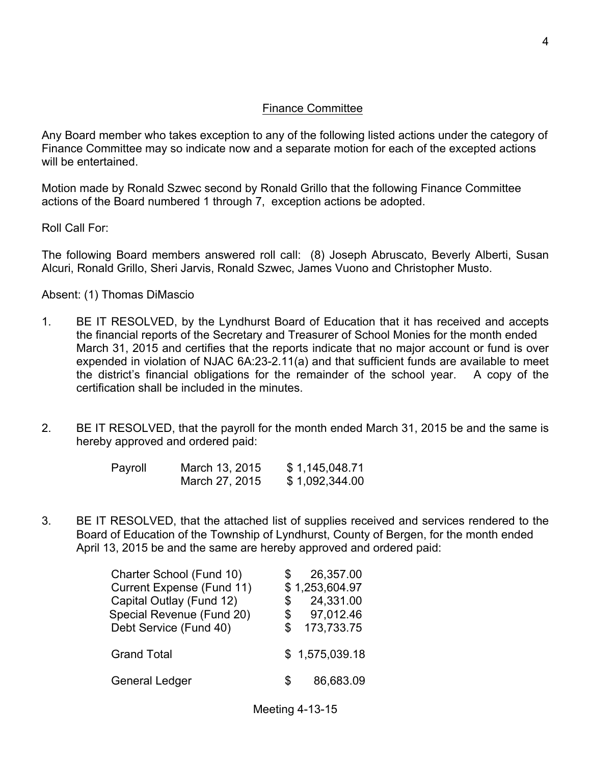## Finance Committee

Any Board member who takes exception to any of the following listed actions under the category of Finance Committee may so indicate now and a separate motion for each of the excepted actions will be entertained.

Motion made by Ronald Szwec second by Ronald Grillo that the following Finance Committee actions of the Board numbered 1 through 7, exception actions be adopted.

Roll Call For:

The following Board members answered roll call: (8) Joseph Abruscato, Beverly Alberti, Susan Alcuri, Ronald Grillo, Sheri Jarvis, Ronald Szwec, James Vuono and Christopher Musto.

Absent: (1) Thomas DiMascio

1. BE IT RESOLVED, by the Lyndhurst Board of Education that it has received and accepts the financial reports of the Secretary and Treasurer of School Monies for the month ended March 31, 2015 and certifies that the reports indicate that no major account or fund is over expended in violation of NJAC 6A:23-2.11(a) and that sufficient funds are available to meet the district's financial obligations for the remainder of the school year. A copy of the certification shall be included in the minutes.

2. BE IT RESOLVED, that the payroll for the month ended March 31, 2015 be and the same is hereby approved and ordered paid:

| | | |
|---|---|---|
| Payroll | March 13, 2015 | $ 1,145,048.71 |
| | March 27, 2015 | $ 1,092,344.00 |

3. BE IT RESOLVED, that the attached list of supplies received and services rendered to the Board of Education of the Township of Lyndhurst, County of Bergen, for the month ended April 13, 2015 be and the same are hereby approved and ordered paid:

| | |
|---|---|
| Charter School (Fund 10) | $ 26,357.00 |
| Current Expense (Fund 11) | $ 1,253,604.97 |
| Capital Outlay (Fund 12) | $ 24,331.00 |
| Special Revenue (Fund 20) | $ 97,012.46 |
| Debt Service (Fund 40) | $ 173,733.75 |
| Grand Total | $ 1,575,039.18 |
| General Ledger | $ 86,683.09 |

Meeting 4-13-15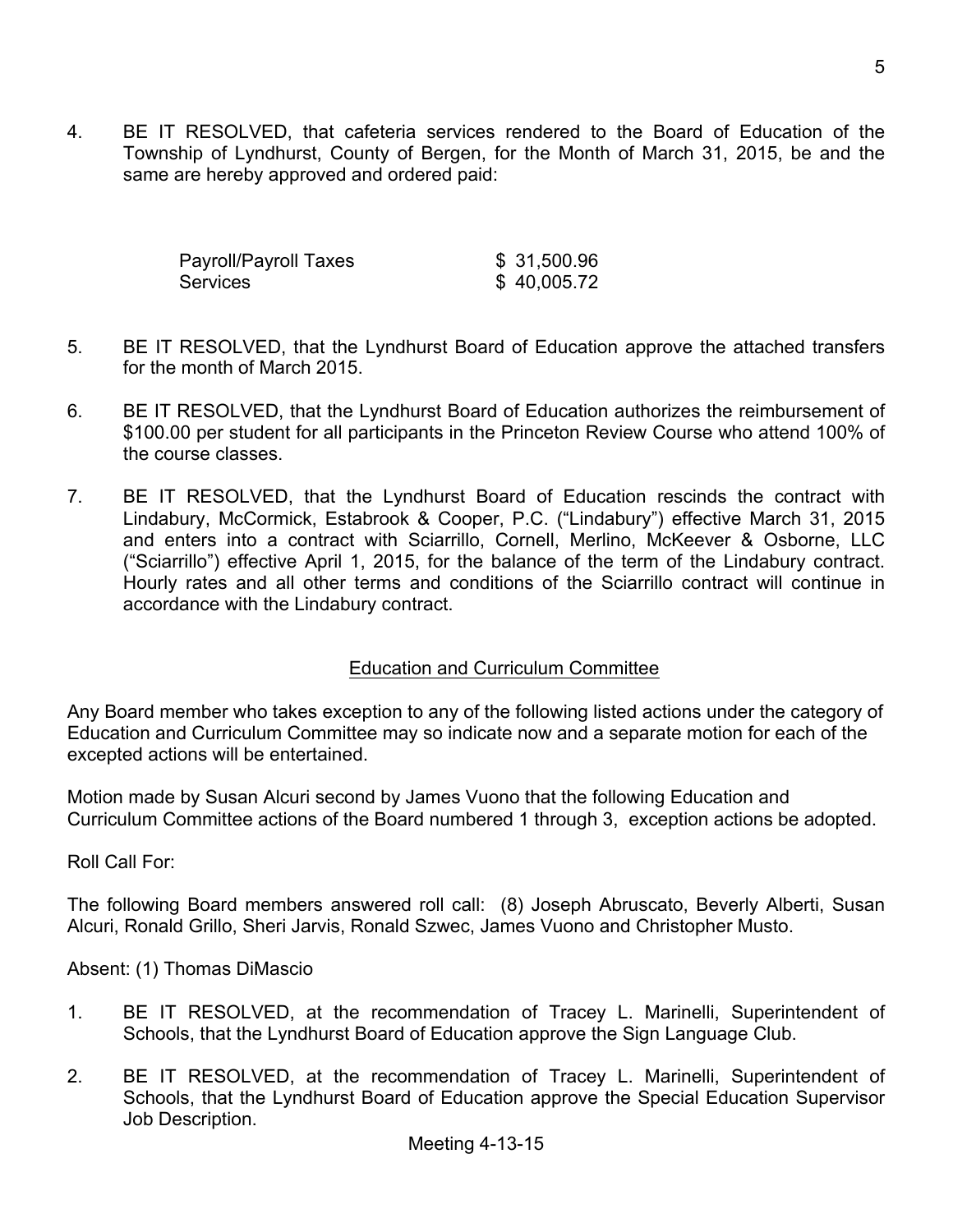4. BE IT RESOLVED, that cafeteria services rendered to the Board of Education of the Township of Lyndhurst, County of Bergen, for the Month of March 31, 2015, be and the same are hereby approved and ordered paid:

| | |
|---|---|
| Payroll/Payroll Taxes | $ 31,500.96 |
| Services | $ 40,005.72 |

5. BE IT RESOLVED, that the Lyndhurst Board of Education approve the attached transfers for the month of March 2015.

6. BE IT RESOLVED, that the Lyndhurst Board of Education authorizes the reimbursement of $100.00 per student for all participants in the Princeton Review Course who attend 100% of the course classes.

7. BE IT RESOLVED, that the Lyndhurst Board of Education rescinds the contract with Lindabury, McCormick, Estabrook & Cooper, P.C. ("Lindabury") effective March 31, 2015 and enters into a contract with Sciarrillo, Cornell, Merlino, McKeever & Osborne, LLC ("Sciarrillo") effective April 1, 2015, for the balance of the term of the Lindabury contract. Hourly rates and all other terms and conditions of the Sciarrillo contract will continue in accordance with the Lindabury contract.

## Education and Curriculum Committee

Any Board member who takes exception to any of the following listed actions under the category of Education and Curriculum Committee may so indicate now and a separate motion for each of the excepted actions will be entertained.

Motion made by Susan Alcuri second by James Vuono that the following Education and Curriculum Committee actions of the Board numbered 1 through 3, exception actions be adopted.

Roll Call For:

The following Board members answered roll call: (8) Joseph Abruscato, Beverly Alberti, Susan Alcuri, Ronald Grillo, Sheri Jarvis, Ronald Szwec, James Vuono and Christopher Musto.

Absent: (1) Thomas DiMascio

1. BE IT RESOLVED, at the recommendation of Tracey L. Marinelli, Superintendent of Schools, that the Lyndhurst Board of Education approve the Sign Language Club.

2. BE IT RESOLVED, at the recommendation of Tracey L. Marinelli, Superintendent of Schools, that the Lyndhurst Board of Education approve the Special Education Supervisor Job Description.

Meeting 4-13-15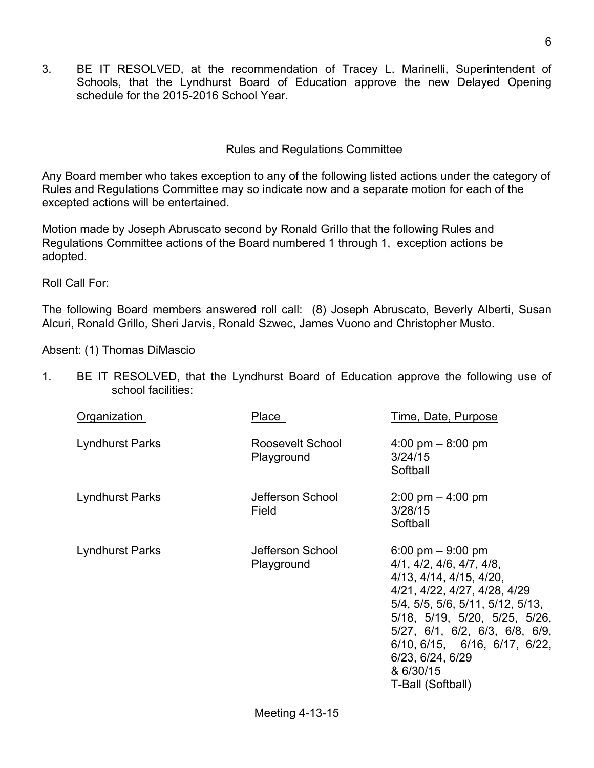3. BE IT RESOLVED, at the recommendation of Tracey L. Marinelli, Superintendent of Schools, that the Lyndhurst Board of Education approve the new Delayed Opening schedule for the 2015-2016 School Year.

## Rules and Regulations Committee

Any Board member who takes exception to any of the following listed actions under the category of Rules and Regulations Committee may so indicate now and a separate motion for each of the excepted actions will be entertained.

Motion made by Joseph Abruscato second by Ronald Grillo that the following Rules and Regulations Committee actions of the Board numbered 1 through 1, exception actions be adopted.

Roll Call For:

The following Board members answered roll call: (8) Joseph Abruscato, Beverly Alberti, Susan Alcuri, Ronald Grillo, Sheri Jarvis, Ronald Szwec, James Vuono and Christopher Musto.

Absent: (1) Thomas DiMascio

1. BE IT RESOLVED, that the Lyndhurst Board of Education approve the following use of school facilities:

| Organization | Place | Time, Date, Purpose |
|---|---|---|
| Lyndhurst Parks | Roosevelt School Playground | 4:00 pm – 8:00 pm<br>3/24/15<br>Softball |
| Lyndhurst Parks | Jefferson School Field | 2:00 pm – 4:00 pm<br>3/28/15<br>Softball |
| Lyndhurst Parks | Jefferson School Playground | 6:00 pm – 9:00 pm<br>4/1, 4/2, 4/6, 4/7, 4/8, 4/13, 4/14, 4/15, 4/20, 4/21, 4/22, 4/27, 4/28, 4/29 5/4, 5/5, 5/6, 5/11, 5/12, 5/13, 5/18, 5/19, 5/20, 5/25, 5/26, 5/27, 6/1, 6/2, 6/3, 6/8, 6/9, 6/10, 6/15, 6/16, 6/17, 6/22, 6/23, 6/24, 6/29 & 6/30/15<br>T-Ball (Softball) |

Meeting 4-13-15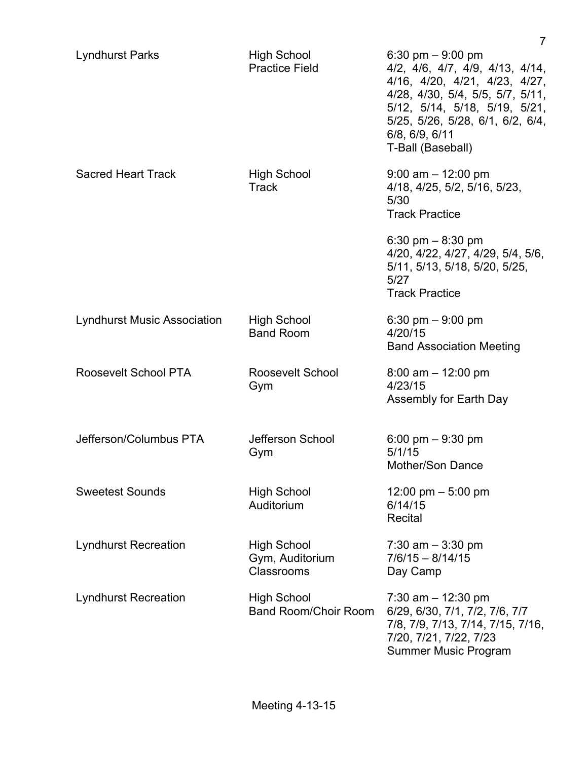| | | |
|---|---|---|
| Lyndhurst Parks | High School Practice Field | 6:30 pm – 9:00 pm<br>4/2, 4/6, 4/7, 4/9, 4/13, 4/14, 4/16, 4/20, 4/21, 4/23, 4/27, 4/28, 4/30, 5/4, 5/5, 5/7, 5/11, 5/12, 5/14, 5/18, 5/19, 5/21, 5/25, 5/26, 5/28, 6/1, 6/2, 6/4, 6/8, 6/9, 6/11<br>T-Ball (Baseball) |
| Sacred Heart Track | High School Track | 9:00 am – 12:00 pm<br>4/18, 4/25, 5/2, 5/16, 5/23, 5/30<br>Track Practice<br><br>6:30 pm – 8:30 pm<br>4/20, 4/22, 4/27, 4/29, 5/4, 5/6, 5/11, 5/13, 5/18, 5/20, 5/25, 5/27<br>Track Practice |
| Lyndhurst Music Association | High School Band Room | 6:30 pm – 9:00 pm<br>4/20/15<br>Band Association Meeting |
| Roosevelt School PTA | Roosevelt School Gym | 8:00 am – 12:00 pm<br>4/23/15<br>Assembly for Earth Day |
| Jefferson/Columbus PTA | Jefferson School Gym | 6:00 pm – 9:30 pm<br>5/1/15<br>Mother/Son Dance |
| Sweetest Sounds | High School Auditorium | 12:00 pm – 5:00 pm<br>6/14/15<br>Recital |
| Lyndhurst Recreation | High School Gym, Auditorium Classrooms | 7:30 am – 3:30 pm<br>7/6/15 – 8/14/15<br>Day Camp |
| Lyndhurst Recreation | High School Band Room/Choir Room | 7:30 am – 12:30 pm<br>6/29, 6/30, 7/1, 7/2, 7/6, 7/7 7/8, 7/9, 7/13, 7/14, 7/15, 7/16, 7/20, 7/21, 7/22, 7/23<br>Summer Music Program |

Meeting 4-13-15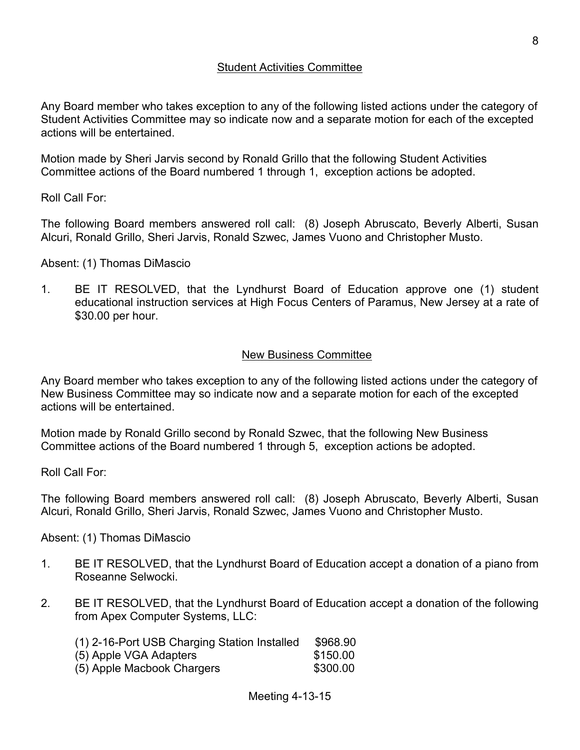## Student Activities Committee

Any Board member who takes exception to any of the following listed actions under the category of Student Activities Committee may so indicate now and a separate motion for each of the excepted actions will be entertained.

Motion made by Sheri Jarvis second by Ronald Grillo that the following Student Activities Committee actions of the Board numbered 1 through 1, exception actions be adopted.

Roll Call For:

The following Board members answered roll call: (8) Joseph Abruscato, Beverly Alberti, Susan Alcuri, Ronald Grillo, Sheri Jarvis, Ronald Szwec, James Vuono and Christopher Musto.

Absent: (1) Thomas DiMascio

1. BE IT RESOLVED, that the Lyndhurst Board of Education approve one (1) student educational instruction services at High Focus Centers of Paramus, New Jersey at a rate of $30.00 per hour.

## New Business Committee

Any Board member who takes exception to any of the following listed actions under the category of New Business Committee may so indicate now and a separate motion for each of the excepted actions will be entertained.

Motion made by Ronald Grillo second by Ronald Szwec, that the following New Business Committee actions of the Board numbered 1 through 5, exception actions be adopted.

Roll Call For:

The following Board members answered roll call: (8) Joseph Abruscato, Beverly Alberti, Susan Alcuri, Ronald Grillo, Sheri Jarvis, Ronald Szwec, James Vuono and Christopher Musto.

Absent: (1) Thomas DiMascio

1. BE IT RESOLVED, that the Lyndhurst Board of Education accept a donation of a piano from Roseanne Selwocki.

2. BE IT RESOLVED, that the Lyndhurst Board of Education accept a donation of the following from Apex Computer Systems, LLC:

| | |
|---|---|
| (1) 2-16-Port USB Charging Station Installed | $968.90 |
| (5) Apple VGA Adapters | $150.00 |
| (5) Apple Macbook Chargers | $300.00 |

Meeting 4-13-15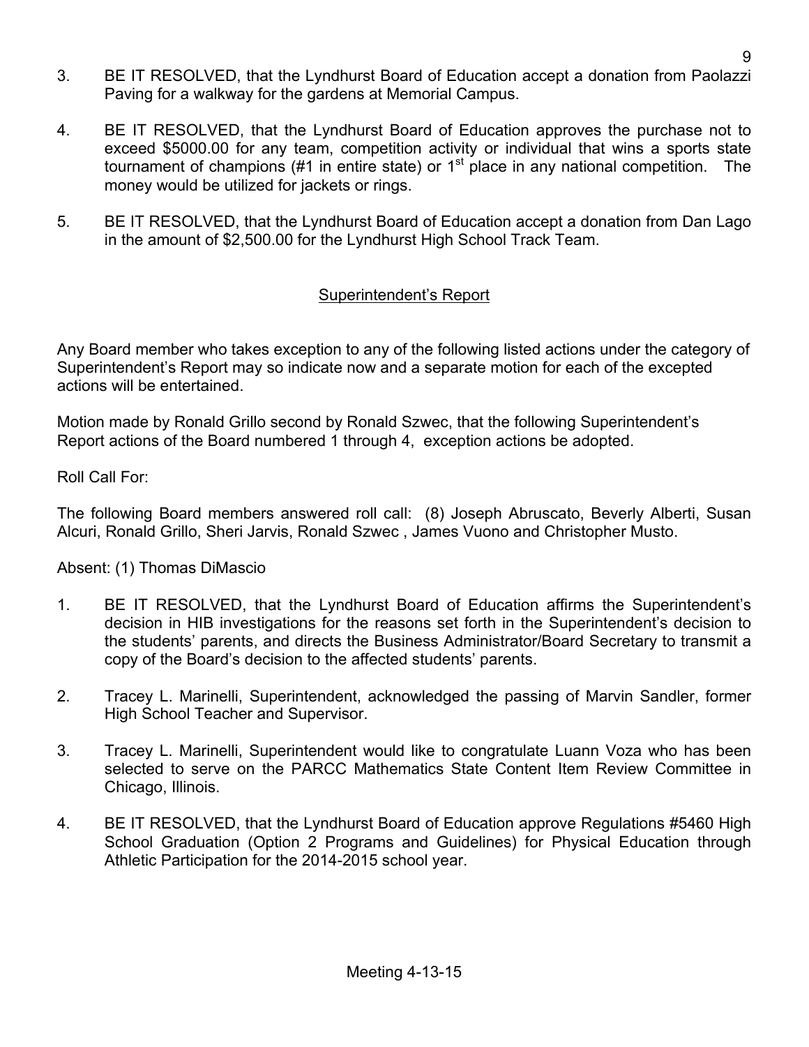3. BE IT RESOLVED, that the Lyndhurst Board of Education accept a donation from Paolazzi Paving for a walkway for the gardens at Memorial Campus.

4. BE IT RESOLVED, that the Lyndhurst Board of Education approves the purchase not to exceed $5000.00 for any team, competition activity or individual that wins a sports state tournament of champions (#1 in entire state) or 1st place in any national competition. The money would be utilized for jackets or rings.

5. BE IT RESOLVED, that the Lyndhurst Board of Education accept a donation from Dan Lago in the amount of $2,500.00 for the Lyndhurst High School Track Team.

## Superintendent's Report

Any Board member who takes exception to any of the following listed actions under the category of Superintendent's Report may so indicate now and a separate motion for each of the excepted actions will be entertained.

Motion made by Ronald Grillo second by Ronald Szwec, that the following Superintendent's Report actions of the Board numbered 1 through 4, exception actions be adopted.

Roll Call For:

The following Board members answered roll call: (8) Joseph Abruscato, Beverly Alberti, Susan Alcuri, Ronald Grillo, Sheri Jarvis, Ronald Szwec , James Vuono and Christopher Musto.

Absent: (1) Thomas DiMascio

1. BE IT RESOLVED, that the Lyndhurst Board of Education affirms the Superintendent's decision in HIB investigations for the reasons set forth in the Superintendent's decision to the students' parents, and directs the Business Administrator/Board Secretary to transmit a copy of the Board's decision to the affected students' parents.

2. Tracey L. Marinelli, Superintendent, acknowledged the passing of Marvin Sandler, former High School Teacher and Supervisor.

3. Tracey L. Marinelli, Superintendent would like to congratulate Luann Voza who has been selected to serve on the PARCC Mathematics State Content Item Review Committee in Chicago, Illinois.

4. BE IT RESOLVED, that the Lyndhurst Board of Education approve Regulations #5460 High School Graduation (Option 2 Programs and Guidelines) for Physical Education through Athletic Participation for the 2014-2015 school year.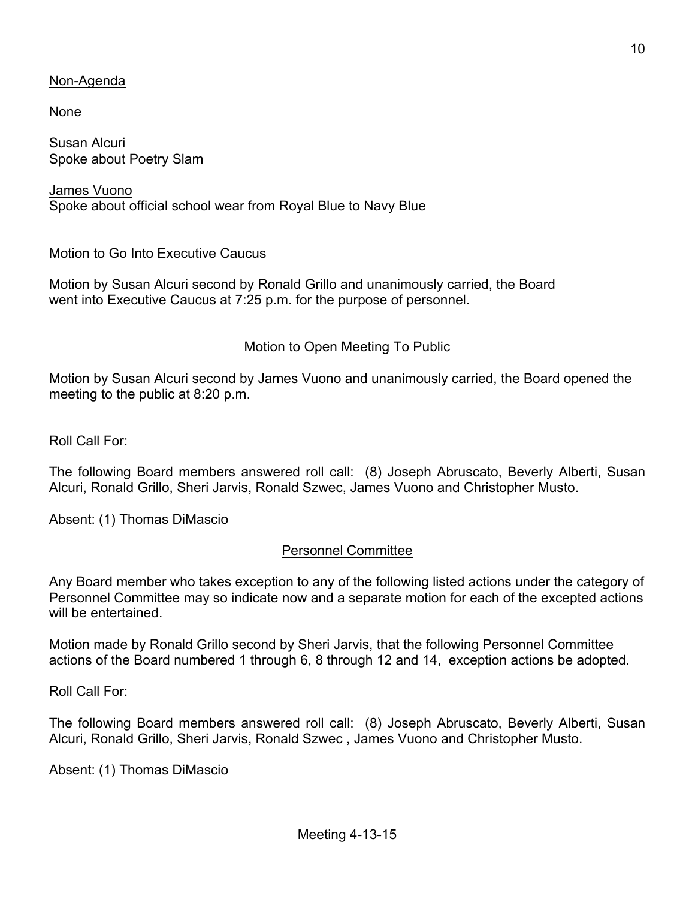Non-Agenda

None

Susan Alcuri
Spoke about Poetry Slam

James Vuono
Spoke about official school wear from Royal Blue to Navy Blue

Motion to Go Into Executive Caucus

Motion by Susan Alcuri second by Ronald Grillo and unanimously carried, the Board went into Executive Caucus at 7:25 p.m. for the purpose of personnel.

Motion to Open Meeting To Public

Motion by Susan Alcuri second by James Vuono and unanimously carried, the Board opened the meeting to the public at 8:20 p.m.

Roll Call For:

The following Board members answered roll call: (8) Joseph Abruscato, Beverly Alberti, Susan Alcuri, Ronald Grillo, Sheri Jarvis, Ronald Szwec, James Vuono and Christopher Musto.

Absent: (1) Thomas DiMascio

Personnel Committee

Any Board member who takes exception to any of the following listed actions under the category of Personnel Committee may so indicate now and a separate motion for each of the excepted actions will be entertained.

Motion made by Ronald Grillo second by Sheri Jarvis, that the following Personnel Committee actions of the Board numbered 1 through 6, 8 through 12 and 14, exception actions be adopted.

Roll Call For:

The following Board members answered roll call: (8) Joseph Abruscato, Beverly Alberti, Susan Alcuri, Ronald Grillo, Sheri Jarvis, Ronald Szwec , James Vuono and Christopher Musto.

Absent: (1) Thomas DiMascio

Meeting 4-13-15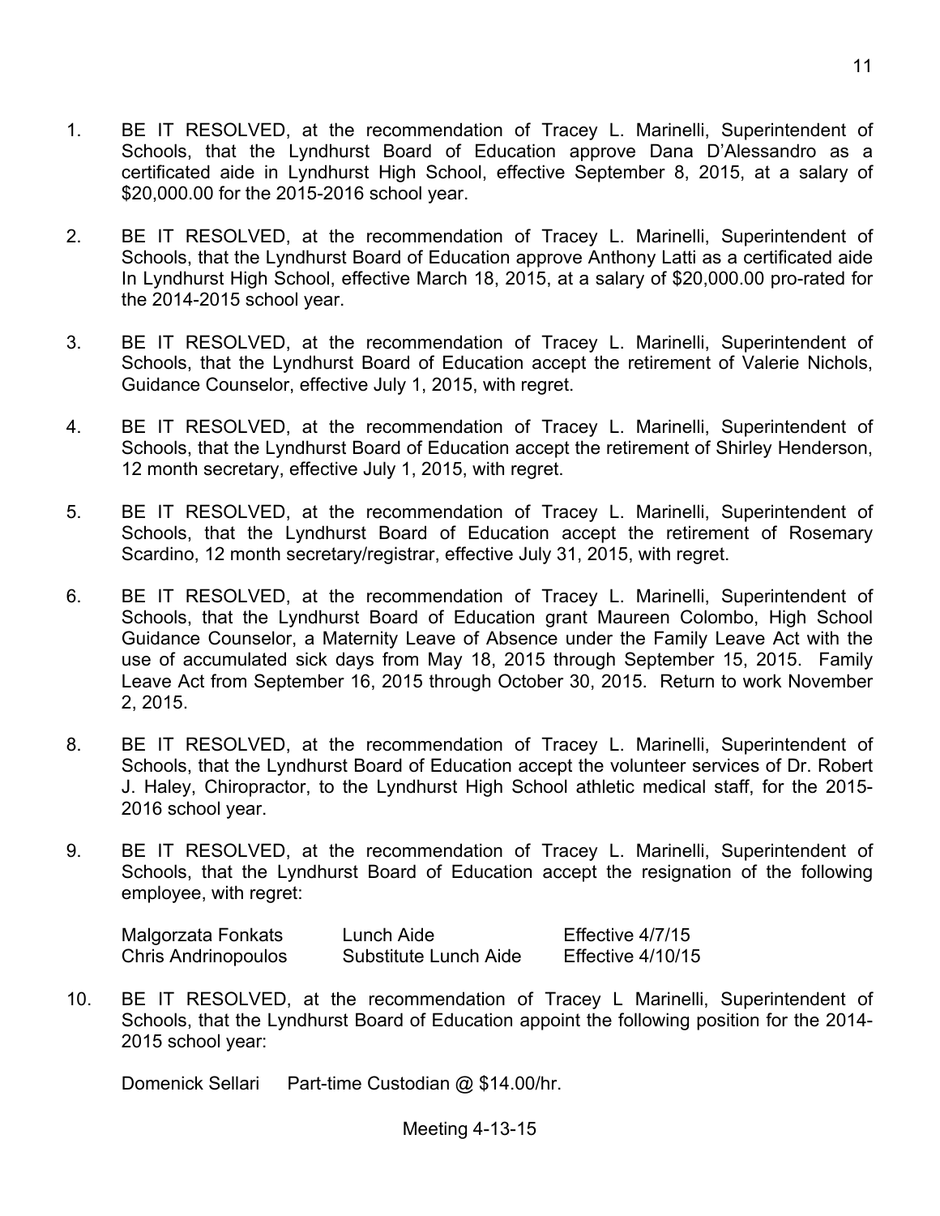1. BE IT RESOLVED, at the recommendation of Tracey L. Marinelli, Superintendent of Schools, that the Lyndhurst Board of Education approve Dana D'Alessandro as a certificated aide in Lyndhurst High School, effective September 8, 2015, at a salary of $20,000.00 for the 2015-2016 school year.

2. BE IT RESOLVED, at the recommendation of Tracey L. Marinelli, Superintendent of Schools, that the Lyndhurst Board of Education approve Anthony Latti as a certificated aide In Lyndhurst High School, effective March 18, 2015, at a salary of $20,000.00 pro-rated for the 2014-2015 school year.

3. BE IT RESOLVED, at the recommendation of Tracey L. Marinelli, Superintendent of Schools, that the Lyndhurst Board of Education accept the retirement of Valerie Nichols, Guidance Counselor, effective July 1, 2015, with regret.

4. BE IT RESOLVED, at the recommendation of Tracey L. Marinelli, Superintendent of Schools, that the Lyndhurst Board of Education accept the retirement of Shirley Henderson, 12 month secretary, effective July 1, 2015, with regret.

5. BE IT RESOLVED, at the recommendation of Tracey L. Marinelli, Superintendent of Schools, that the Lyndhurst Board of Education accept the retirement of Rosemary Scardino, 12 month secretary/registrar, effective July 31, 2015, with regret.

6. BE IT RESOLVED, at the recommendation of Tracey L. Marinelli, Superintendent of Schools, that the Lyndhurst Board of Education grant Maureen Colombo, High School Guidance Counselor, a Maternity Leave of Absence under the Family Leave Act with the use of accumulated sick days from May 18, 2015 through September 15, 2015. Family Leave Act from September 16, 2015 through October 30, 2015. Return to work November 2, 2015.

8. BE IT RESOLVED, at the recommendation of Tracey L. Marinelli, Superintendent of Schools, that the Lyndhurst Board of Education accept the volunteer services of Dr. Robert J. Haley, Chiropractor, to the Lyndhurst High School athletic medical staff, for the 2015-2016 school year.

9. BE IT RESOLVED, at the recommendation of Tracey L. Marinelli, Superintendent of Schools, that the Lyndhurst Board of Education accept the resignation of the following employee, with regret:

| | | |
|---|---|---|
| Malgorzata Fonkats | Lunch Aide | Effective 4/7/15 |
| Chris Andrinopoulos | Substitute Lunch Aide | Effective 4/10/15 |

10. BE IT RESOLVED, at the recommendation of Tracey L Marinelli, Superintendent of Schools, that the Lyndhurst Board of Education appoint the following position for the 2014-2015 school year:

    Domenick Sellari    Part-time Custodian @ $14.00/hr.

Meeting 4-13-15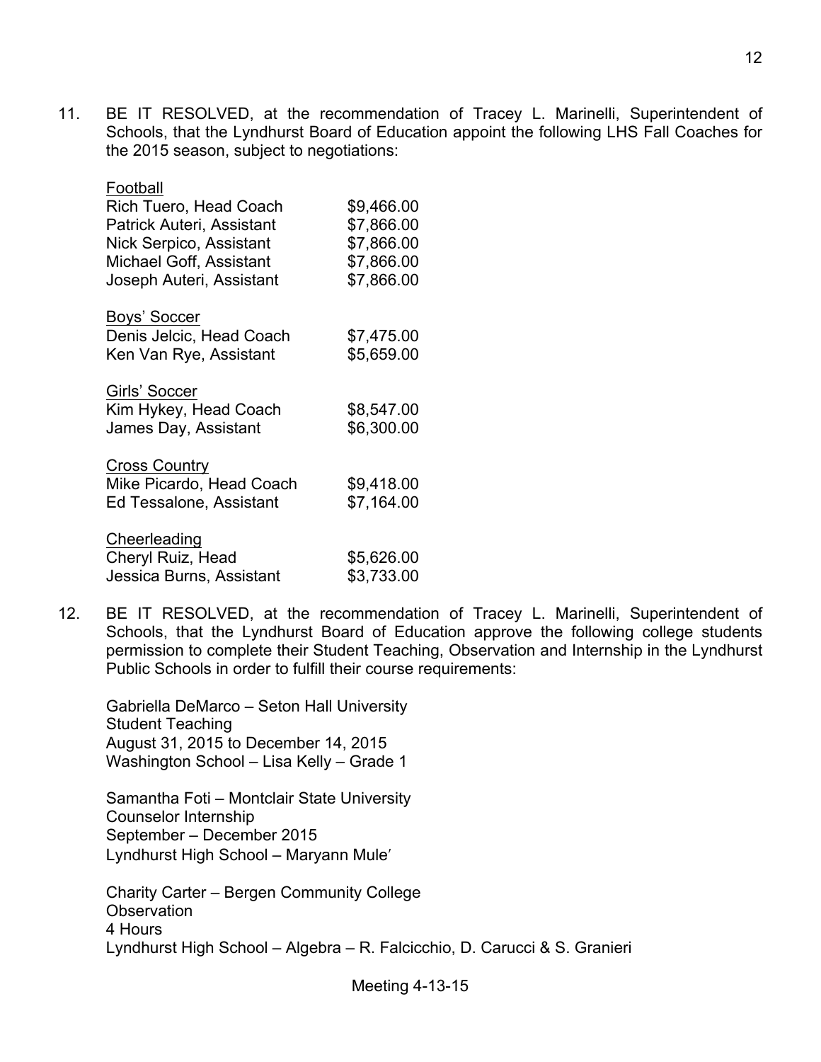11. BE IT RESOLVED, at the recommendation of Tracey L. Marinelli, Superintendent of Schools, that the Lyndhurst Board of Education appoint the following LHS Fall Coaches for the 2015 season, subject to negotiations:

<u>Football</u>

| | |
|---|---|
| Rich Tuero, Head Coach | $9,466.00 |
| Patrick Auteri, Assistant | $7,866.00 |
| Nick Serpico, Assistant | $7,866.00 |
| Michael Goff, Assistant | $7,866.00 |
| Joseph Auteri, Assistant | $7,866.00 |

<u>Boys' Soccer</u>

| | |
|---|---|
| Denis Jelcic, Head Coach | $7,475.00 |
| Ken Van Rye, Assistant | $5,659.00 |

<u>Girls' Soccer</u>

| | |
|---|---|
| Kim Hykey, Head Coach | $8,547.00 |
| James Day, Assistant | $6,300.00 |

<u>Cross Country</u>

| | |
|---|---|
| Mike Picardo, Head Coach | $9,418.00 |
| Ed Tessalone, Assistant | $7,164.00 |

<u>Cheerleading</u>

| | |
|---|---|
| Cheryl Ruiz, Head | $5,626.00 |
| Jessica Burns, Assistant | $3,733.00 |

12. BE IT RESOLVED, at the recommendation of Tracey L. Marinelli, Superintendent of Schools, that the Lyndhurst Board of Education approve the following college students permission to complete their Student Teaching, Observation and Internship in the Lyndhurst Public Schools in order to fulfill their course requirements:

Gabriella DeMarco – Seton Hall University
Student Teaching
August 31, 2015 to December 14, 2015
Washington School – Lisa Kelly – Grade 1

Samantha Foti – Montclair State University
Counselor Internship
September – December 2015
Lyndhurst High School – Maryann Mule'

Charity Carter – Bergen Community College
Observation
4 Hours
Lyndhurst High School – Algebra – R. Falcicchio, D. Carucci & S. Granieri

Meeting 4-13-15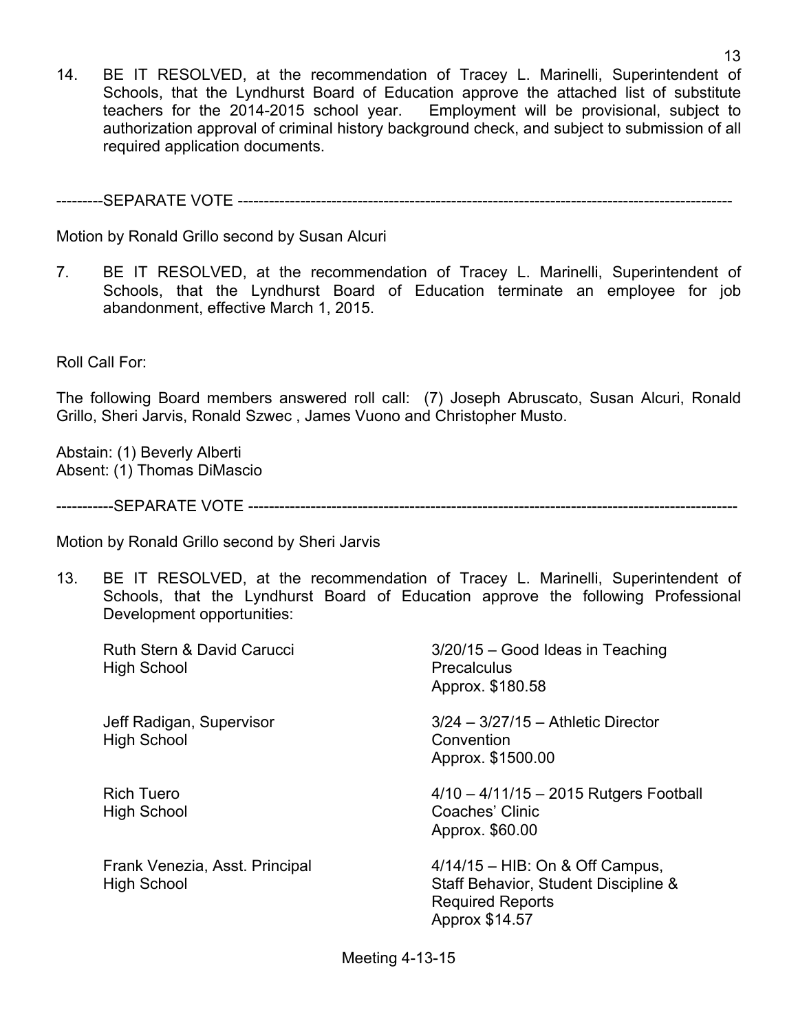14. BE IT RESOLVED, at the recommendation of Tracey L. Marinelli, Superintendent of Schools, that the Lyndhurst Board of Education approve the attached list of substitute teachers for the 2014-2015 school year. Employment will be provisional, subject to authorization approval of criminal history background check, and subject to submission of all required application documents.

---------SEPARATE VOTE ----------------------------------------------------------------------------------------------

Motion by Ronald Grillo second by Susan Alcuri

7. BE IT RESOLVED, at the recommendation of Tracey L. Marinelli, Superintendent of Schools, that the Lyndhurst Board of Education terminate an employee for job abandonment, effective March 1, 2015.

Roll Call For:

The following Board members answered roll call: (7) Joseph Abruscato, Susan Alcuri, Ronald Grillo, Sheri Jarvis, Ronald Szwec , James Vuono and Christopher Musto.

Abstain: (1) Beverly Alberti
Absent: (1) Thomas DiMascio

-----------SEPARATE VOTE ----------------------------------------------------------------------------------------------

Motion by Ronald Grillo second by Sheri Jarvis

13. BE IT RESOLVED, at the recommendation of Tracey L. Marinelli, Superintendent of Schools, that the Lyndhurst Board of Education approve the following Professional Development opportunities:

| | |
|---|---|
| Ruth Stern & David Carucci<br>High School | 3/20/15 – Good Ideas in Teaching Precalculus<br>Approx. $180.58 |
| Jeff Radigan, Supervisor<br>High School | 3/24 – 3/27/15 – Athletic Director Convention<br>Approx. $1500.00 |
| Rich Tuero<br>High School | 4/10 – 4/11/15 – 2015 Rutgers Football Coaches' Clinic<br>Approx. $60.00 |
| Frank Venezia, Asst. Principal<br>High School | 4/14/15 – HIB: On & Off Campus, Staff Behavior, Student Discipline & Required Reports<br>Approx $14.57 |

Meeting 4-13-15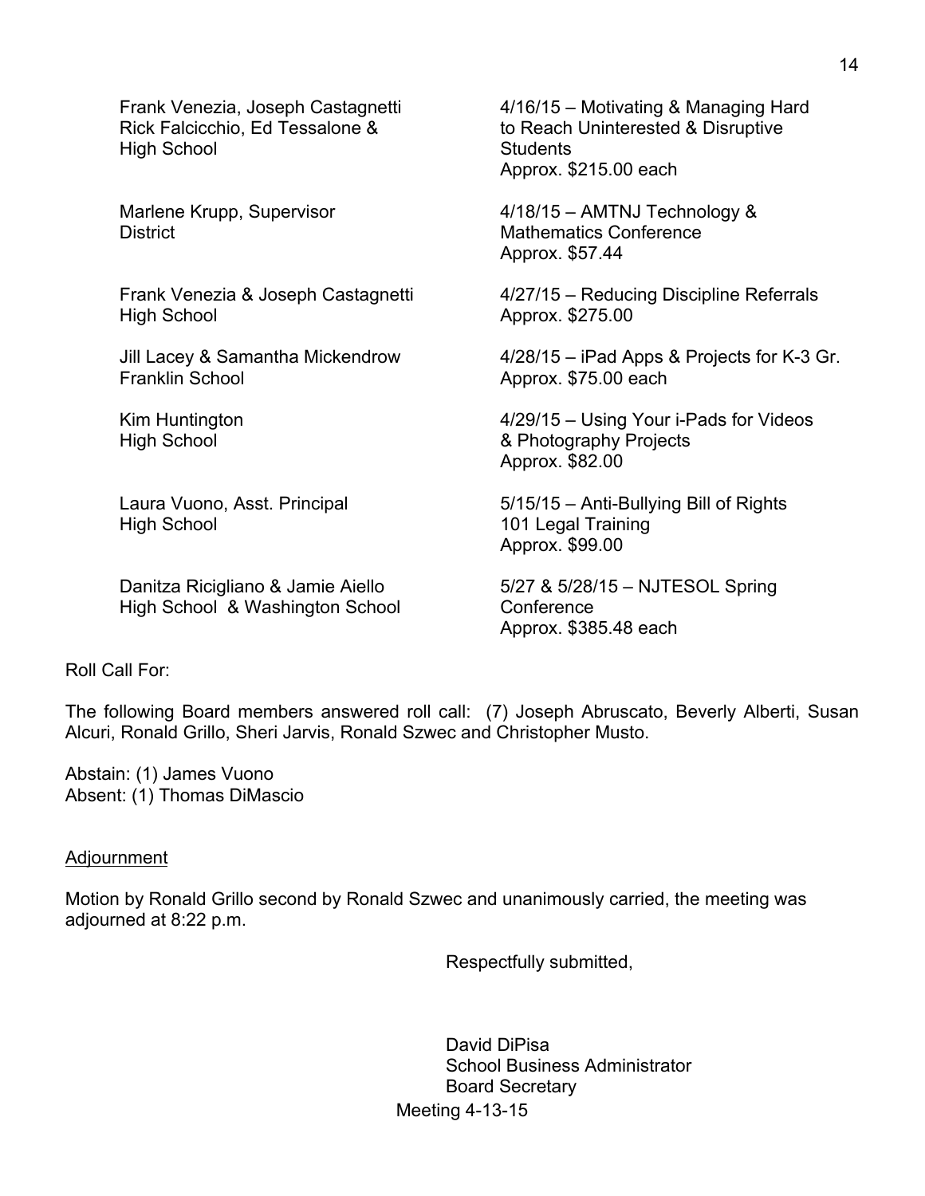| | |
|---|---|
| Frank Venezia, Joseph Castagnetti<br>Rick Falcicchio, Ed Tessalone &<br>High School | 4/16/15 – Motivating & Managing Hard to Reach Uninterested & Disruptive Students<br>Approx. $215.00 each |
| Marlene Krupp, Supervisor<br>District | 4/18/15 – AMTNJ Technology & Mathematics Conference<br>Approx. $57.44 |
| Frank Venezia & Joseph Castagnetti<br>High School | 4/27/15 – Reducing Discipline Referrals<br>Approx. $275.00 |
| Jill Lacey & Samantha Mickendrow<br>Franklin School | 4/28/15 – iPad Apps & Projects for K-3 Gr.<br>Approx. $75.00 each |
| Kim Huntington<br>High School | 4/29/15 – Using Your i-Pads for Videos & Photography Projects<br>Approx. $82.00 |
| Laura Vuono, Asst. Principal<br>High School | 5/15/15 – Anti-Bullying Bill of Rights 101 Legal Training<br>Approx. $99.00 |
| Danitza Ricigliano & Jamie Aiello<br>High School & Washington School | 5/27 & 5/28/15 – NJTESOL Spring Conference<br>Approx. $385.48 each |

Roll Call For:

The following Board members answered roll call: (7) Joseph Abruscato, Beverly Alberti, Susan Alcuri, Ronald Grillo, Sheri Jarvis, Ronald Szwec and Christopher Musto.

Abstain: (1) James Vuono
Absent: (1) Thomas DiMascio

## Adjournment

Motion by Ronald Grillo second by Ronald Szwec and unanimously carried, the meeting was adjourned at 8:22 p.m.

Respectfully submitted,

David DiPisa
School Business Administrator
Board Secretary

Meeting 4-13-15